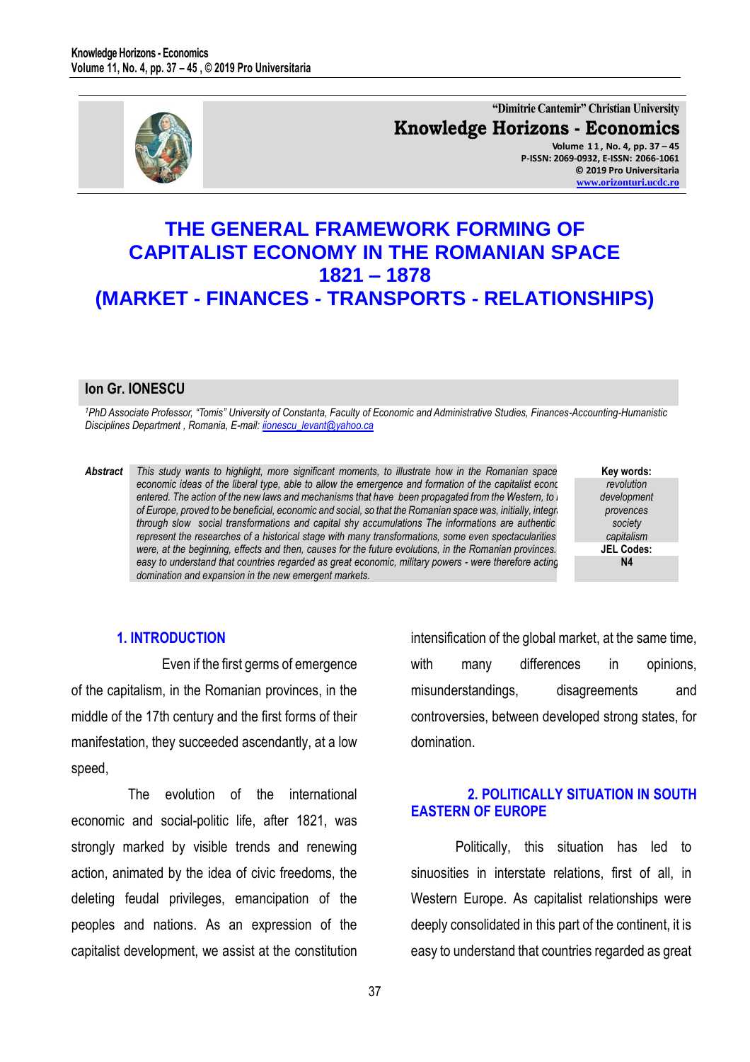"Dimitrie Cantemir" Christian University

**Knowledge Horizons - Economics**

Volume 11, No. 4, pp. 37 – 45
P-ISSN: 2069-0932, E-ISSN: 2066-1061
© 2019 Pro Universitaria
www.orizonturi.ucdc.ro

# THE GENERAL FRAMEWORK FORMING OF CAPITALIST ECONOMY IN THE ROMANIAN SPACE 1821 – 1878 (MARKET - FINANCES - TRANSPORTS - RELATIONSHIPS)

**Ion Gr. IONESCU**

[1]PhD Associate Professor, "Tomis" University of Constanta, Faculty of Economic and Administrative Studies, Finances-Accounting-Humanistic Disciplines Department , Romania, E-mail: iionescu_levant@yahoo.ca

**Abstract** *This study wants to highlight, more significant moments, to illustrate how in the Romanian space economic ideas of the liberal type, able to allow the emergence and formation of the capitalist econo entered. The action of the new laws and mechanisms that have been propagated from the Western, to of Europe, proved to be beneficial, economic and social, so that the Romanian space was, initially, integr through slow social transformations and capital shy accumulations The informations are authentic represent the researches of a historical stage with many transformations, some even spectacularities were, at the beginning, effects and then, causes for the future evolutions, in the Romanian provinces. easy to understand that countries regarded as great economic, military powers - were therefore acting domination and expansion in the new emergent markets.*

**Key words:** *revolution, development, provences, society, capitalism*

**JEL Codes:** N4

## 1. INTRODUCTION

Even if the first germs of emergence of the capitalism, in the Romanian provinces, in the middle of the 17th century and the first forms of their manifestation, they succeeded ascendantly, at a low speed,

The evolution of the international economic and social-politic life, after 1821, was strongly marked by visible trends and renewing action, animated by the idea of civic freedoms, the deleting feudal privileges, emancipation of the peoples and nations. As an expression of the capitalist development, we assist at the constitution intensification of the global market, at the same time, with many differences in opinions, misunderstandings, disagreements and controversies, between developed strong states, for domination.

## 2. POLITICALLY SITUATION IN SOUTH EASTERN OF EUROPE

Politically, this situation has led to sinuosities in interstate relations, first of all, in Western Europe. As capitalist relationships were deeply consolidated in this part of the continent, it is easy to understand that countries regarded as great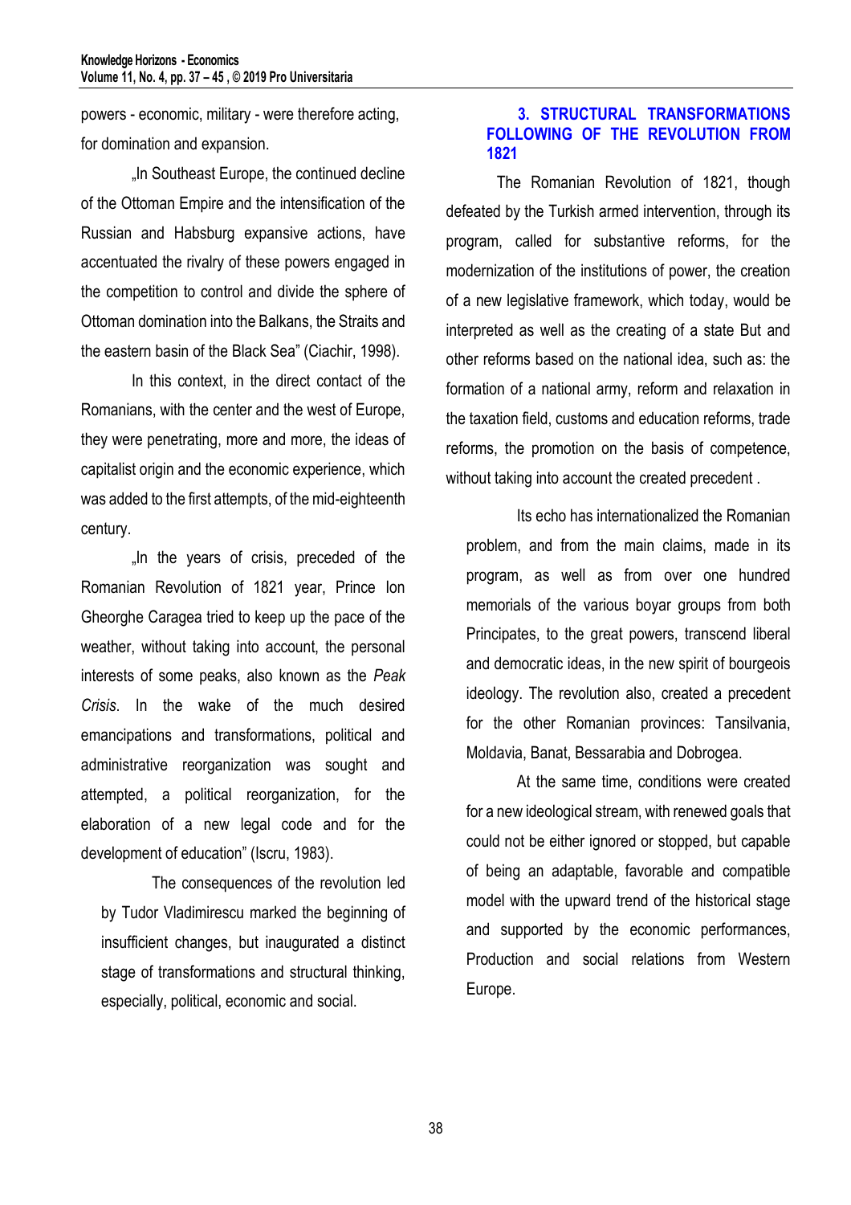powers - economic, military - were therefore acting, for domination and expansion.

„In Southeast Europe, the continued decline of the Ottoman Empire and the intensification of the Russian and Habsburg expansive actions, have accentuated the rivalry of these powers engaged in the competition to control and divide the sphere of Ottoman domination into the Balkans, the Straits and the eastern basin of the Black Sea" (Ciachir, 1998).

In this context, in the direct contact of the Romanians, with the center and the west of Europe, they were penetrating, more and more, the ideas of capitalist origin and the economic experience, which was added to the first attempts, of the mid-eighteenth century.

„In the years of crisis, preceded of the Romanian Revolution of 1821 year, Prince Ion Gheorghe Caragea tried to keep up the pace of the weather, without taking into account, the personal interests of some peaks, also known as the *Peak Crisis*. In the wake of the much desired emancipations and transformations, political and administrative reorganization was sought and attempted, a political reorganization, for the elaboration of a new legal code and for the development of education" (Iscru, 1983).

The consequences of the revolution led by Tudor Vladimirescu marked the beginning of insufficient changes, but inaugurated a distinct stage of transformations and structural thinking, especially, political, economic and social.

## 3. STRUCTURAL TRANSFORMATIONS FOLLOWING OF THE REVOLUTION FROM 1821

The Romanian Revolution of 1821, though defeated by the Turkish armed intervention, through its program, called for substantive reforms, for the modernization of the institutions of power, the creation of a new legislative framework, which today, would be interpreted as well as the creating of a state But and other reforms based on the national idea, such as: the formation of a national army, reform and relaxation in the taxation field, customs and education reforms, trade reforms, the promotion on the basis of competence, without taking into account the created precedent .

Its echo has internationalized the Romanian problem, and from the main claims, made in its program, as well as from over one hundred memorials of the various boyar groups from both Principates, to the great powers, transcend liberal and democratic ideas, in the new spirit of bourgeois ideology. The revolution also, created a precedent for the other Romanian provinces: Tansilvania, Moldavia, Banat, Bessarabia and Dobrogea.

At the same time, conditions were created for a new ideological stream, with renewed goals that could not be either ignored or stopped, but capable of being an adaptable, favorable and compatible model with the upward trend of the historical stage and supported by the economic performances, Production and social relations from Western Europe.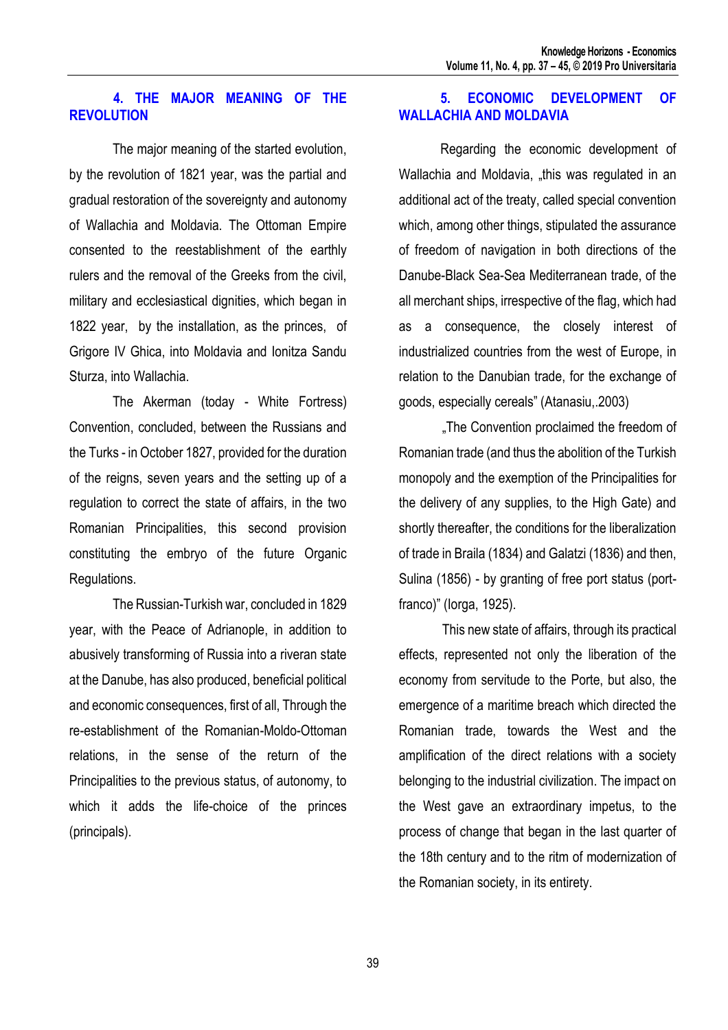## 4. THE MAJOR MEANING OF THE REVOLUTION

The major meaning of the started evolution, by the revolution of 1821 year, was the partial and gradual restoration of the sovereignty and autonomy of Wallachia and Moldavia. The Ottoman Empire consented to the reestablishment of the earthly rulers and the removal of the Greeks from the civil, military and ecclesiastical dignities, which began in 1822 year, by the installation, as the princes, of Grigore IV Ghica, into Moldavia and Ionitza Sandu Sturza, into Wallachia.

The Akerman (today - White Fortress) Convention, concluded, between the Russians and the Turks - in October 1827, provided for the duration of the reigns, seven years and the setting up of a regulation to correct the state of affairs, in the two Romanian Principalities, this second provision constituting the embryo of the future Organic Regulations.

The Russian-Turkish war, concluded in 1829 year, with the Peace of Adrianople, in addition to abusively transforming of Russia into a riveran state at the Danube, has also produced, beneficial political and economic consequences, first of all, Through the re-establishment of the Romanian-Moldo-Ottoman relations, in the sense of the return of the Principalities to the previous status, of autonomy, to which it adds the life-choice of the princes (principals).

## 5. ECONOMIC DEVELOPMENT OF WALLACHIA AND MOLDAVIA

Regarding the economic development of Wallachia and Moldavia, „this was regulated in an additional act of the treaty, called special convention which, among other things, stipulated the assurance of freedom of navigation in both directions of the Danube-Black Sea-Sea Mediterranean trade, of the all merchant ships, irrespective of the flag, which had as a consequence, the closely interest of industrialized countries from the west of Europe, in relation to the Danubian trade, for the exchange of goods, especially cereals" (Atanasiu,.2003)

„The Convention proclaimed the freedom of Romanian trade (and thus the abolition of the Turkish monopoly and the exemption of the Principalities for the delivery of any supplies, to the High Gate) and shortly thereafter, the conditions for the liberalization of trade in Braila (1834) and Galatzi (1836) and then, Sulina (1856) - by granting of free port status (port-franco)" (Iorga, 1925).

This new state of affairs, through its practical effects, represented not only the liberation of the economy from servitude to the Porte, but also, the emergence of a maritime breach which directed the Romanian trade, towards the West and the amplification of the direct relations with a society belonging to the industrial civilization. The impact on the West gave an extraordinary impetus, to the process of change that began in the last quarter of the 18th century and to the ritm of modernization of the Romanian society, in its entirety.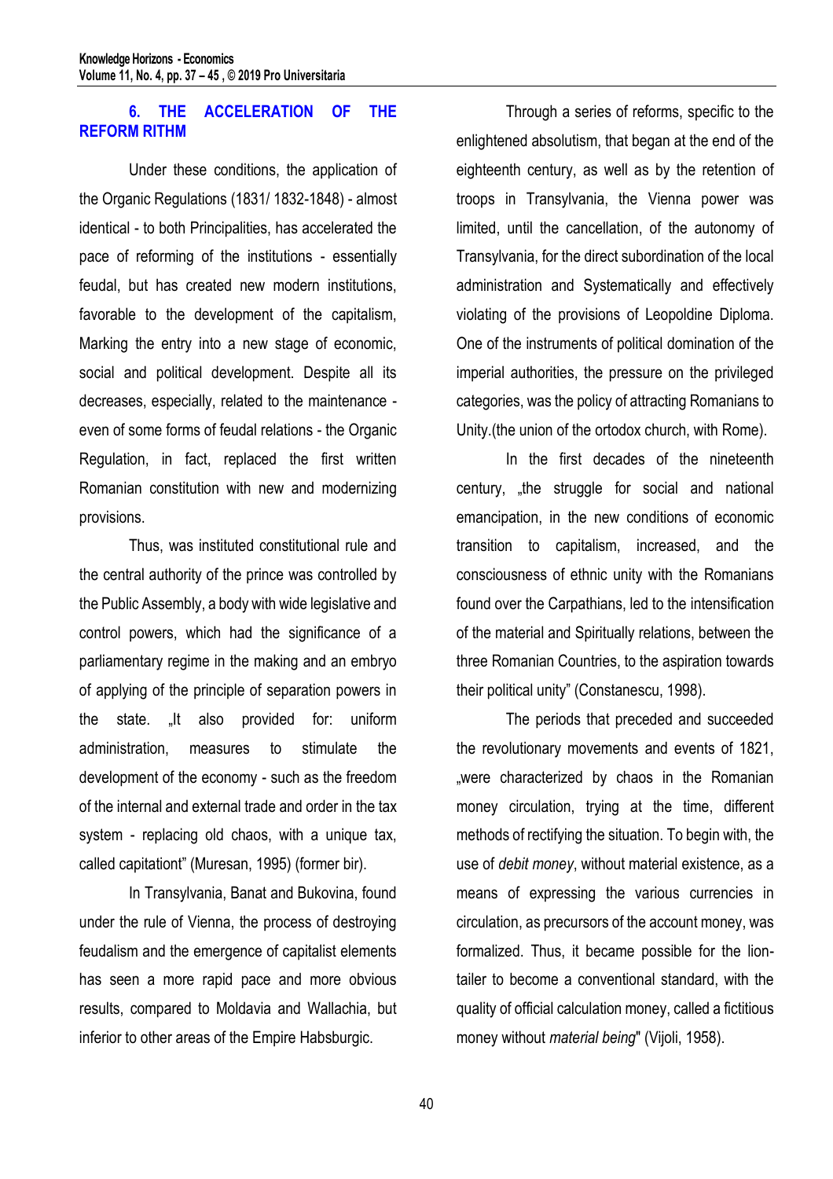## 6. THE ACCELERATION OF THE REFORM RITHM

Under these conditions, the application of the Organic Regulations (1831/ 1832-1848) - almost identical - to both Principalities, has accelerated the pace of reforming of the institutions - essentially feudal, but has created new modern institutions, favorable to the development of the capitalism, Marking the entry into a new stage of economic, social and political development. Despite all its decreases, especially, related to the maintenance - even of some forms of feudal relations - the Organic Regulation, in fact, replaced the first written Romanian constitution with new and modernizing provisions.

Thus, was instituted constitutional rule and the central authority of the prince was controlled by the Public Assembly, a body with wide legislative and control powers, which had the significance of a parliamentary regime in the making and an embryo of applying of the principle of separation powers in the state. „It also provided for: uniform administration, measures to stimulate the development of the economy - such as the freedom of the internal and external trade and order in the tax system - replacing old chaos, with a unique tax, called capitationt" (Muresan, 1995) (former bir).

In Transylvania, Banat and Bukovina, found under the rule of Vienna, the process of destroying feudalism and the emergence of capitalist elements has seen a more rapid pace and more obvious results, compared to Moldavia and Wallachia, but inferior to other areas of the Empire Habsburgic.

Through a series of reforms, specific to the enlightened absolutism, that began at the end of the eighteenth century, as well as by the retention of troops in Transylvania, the Vienna power was limited, until the cancellation, of the autonomy of Transylvania, for the direct subordination of the local administration and Systematically and effectively violating of the provisions of Leopoldine Diploma. One of the instruments of political domination of the imperial authorities, the pressure on the privileged categories, was the policy of attracting Romanians to Unity.(the union of the ortodox church, with Rome).

In the first decades of the nineteenth century, „the struggle for social and national emancipation, in the new conditions of economic transition to capitalism, increased, and the consciousness of ethnic unity with the Romanians found over the Carpathians, led to the intensification of the material and Spiritually relations, between the three Romanian Countries, to the aspiration towards their political unity" (Constanescu, 1998).

The periods that preceded and succeeded the revolutionary movements and events of 1821, „were characterized by chaos in the Romanian money circulation, trying at the time, different methods of rectifying the situation. To begin with, the use of *debit money*, without material existence, as a means of expressing the various currencies in circulation, as precursors of the account money, was formalized. Thus, it became possible for the lion-tailer to become a conventional standard, with the quality of official calculation money, called a fictitious money without *material being*" (Vijoli, 1958).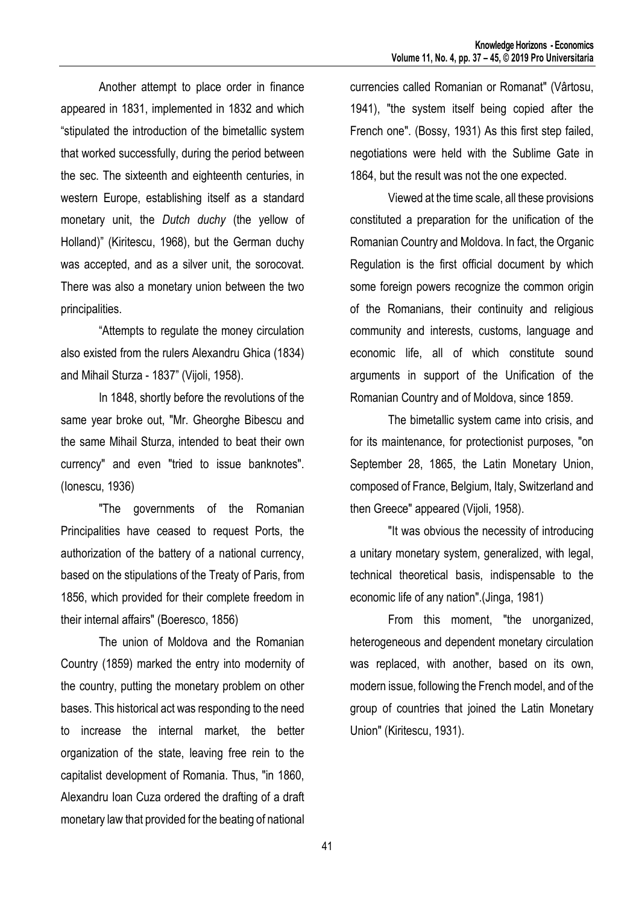Another attempt to place order in finance appeared in 1831, implemented in 1832 and which "stipulated the introduction of the bimetallic system that worked successfully, during the period between the sec. The sixteenth and eighteenth centuries, in western Europe, establishing itself as a standard monetary unit, the *Dutch duchy* (the yellow of Holland)" (Kiritescu, 1968), but the German duchy was accepted, and as a silver unit, the sorocovat. There was also a monetary union between the two principalities.

"Attempts to regulate the money circulation also existed from the rulers Alexandru Ghica (1834) and Mihail Sturza - 1837" (Vijoli, 1958).

In 1848, shortly before the revolutions of the same year broke out, "Mr. Gheorghe Bibescu and the same Mihail Sturza, intended to beat their own currency" and even "tried to issue banknotes". (Ionescu, 1936)

"The governments of the Romanian Principalities have ceased to request Ports, the authorization of the battery of a national currency, based on the stipulations of the Treaty of Paris, from 1856, which provided for their complete freedom in their internal affairs" (Boeresco, 1856)

The union of Moldova and the Romanian Country (1859) marked the entry into modernity of the country, putting the monetary problem on other bases. This historical act was responding to the need to increase the internal market, the better organization of the state, leaving free rein to the capitalist development of Romania. Thus, "in 1860, Alexandru Ioan Cuza ordered the drafting of a draft monetary law that provided for the beating of national currencies called Romanian or Romanat" (Vârtosu, 1941), "the system itself being copied after the French one". (Bossy, 1931) As this first step failed, negotiations were held with the Sublime Gate in 1864, but the result was not the one expected.

Viewed at the time scale, all these provisions constituted a preparation for the unification of the Romanian Country and Moldova. In fact, the Organic Regulation is the first official document by which some foreign powers recognize the common origin of the Romanians, their continuity and religious community and interests, customs, language and economic life, all of which constitute sound arguments in support of the Unification of the Romanian Country and of Moldova, since 1859.

The bimetallic system came into crisis, and for its maintenance, for protectionist purposes, "on September 28, 1865, the Latin Monetary Union, composed of France, Belgium, Italy, Switzerland and then Greece" appeared (Vijoli, 1958).

"It was obvious the necessity of introducing a unitary monetary system, generalized, with legal, technical theoretical basis, indispensable to the economic life of any nation".(Jinga, 1981)

From this moment, "the unorganized, heterogeneous and dependent monetary circulation was replaced, with another, based on its own, modern issue, following the French model, and of the group of countries that joined the Latin Monetary Union" (Kiritescu, 1931).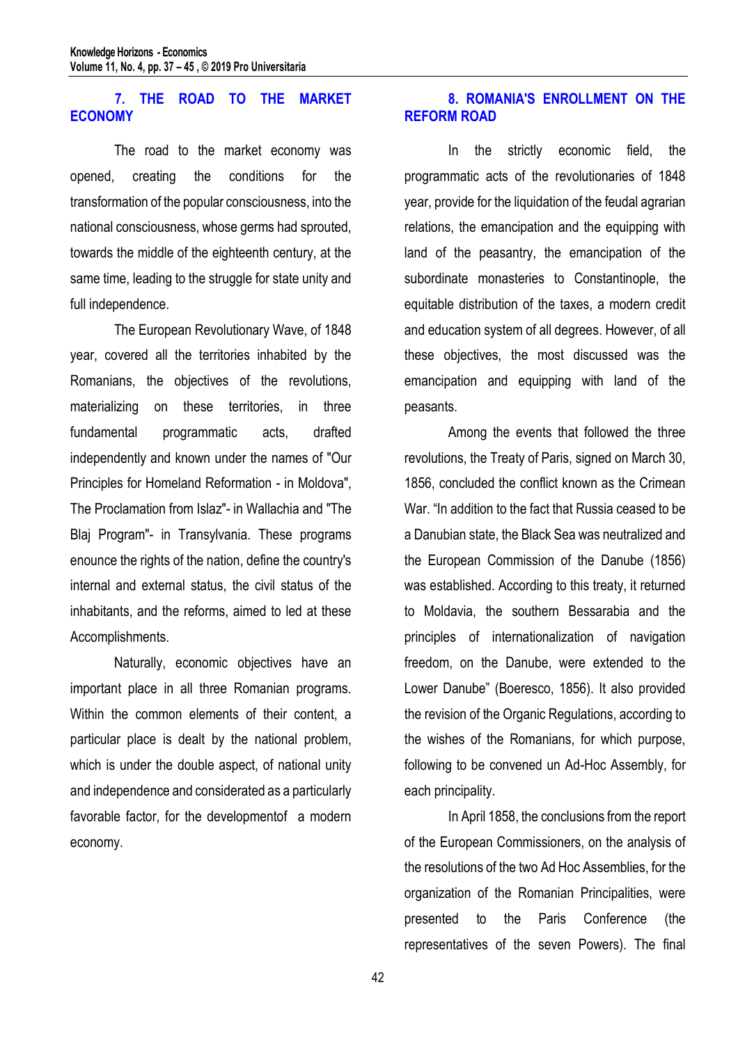## 7. THE ROAD TO THE MARKET ECONOMY

The road to the market economy was opened, creating the conditions for the transformation of the popular consciousness, into the national consciousness, whose germs had sprouted, towards the middle of the eighteenth century, at the same time, leading to the struggle for state unity and full independence.

The European Revolutionary Wave, of 1848 year, covered all the territories inhabited by the Romanians, the objectives of the revolutions, materializing on these territories, in three fundamental programmatic acts, drafted independently and known under the names of "Our Principles for Homeland Reformation - in Moldova", The Proclamation from Islaz"- in Wallachia and "The Blaj Program"- in Transylvania. These programs enounce the rights of the nation, define the country's internal and external status, the civil status of the inhabitants, and the reforms, aimed to led at these Accomplishments.

Naturally, economic objectives have an important place in all three Romanian programs. Within the common elements of their content, a particular place is dealt by the national problem, which is under the double aspect, of national unity and independence and considerated as a particularly favorable factor, for the developmentof a modern economy.

## 8. ROMANIA'S ENROLLMENT ON THE REFORM ROAD

In the strictly economic field, the programmatic acts of the revolutionaries of 1848 year, provide for the liquidation of the feudal agrarian relations, the emancipation and the equipping with land of the peasantry, the emancipation of the subordinate monasteries to Constantinople, the equitable distribution of the taxes, a modern credit and education system of all degrees. However, of all these objectives, the most discussed was the emancipation and equipping with land of the peasants.

Among the events that followed the three revolutions, the Treaty of Paris, signed on March 30, 1856, concluded the conflict known as the Crimean War. "In addition to the fact that Russia ceased to be a Danubian state, the Black Sea was neutralized and the European Commission of the Danube (1856) was established. According to this treaty, it returned to Moldavia, the southern Bessarabia and the principles of internationalization of navigation freedom, on the Danube, were extended to the Lower Danube" (Boeresco, 1856). It also provided the revision of the Organic Regulations, according to the wishes of the Romanians, for which purpose, following to be convened un Ad-Hoc Assembly, for each principality.

In April 1858, the conclusions from the report of the European Commissioners, on the analysis of the resolutions of the two Ad Hoc Assemblies, for the organization of the Romanian Principalities, were presented to the Paris Conference (the representatives of the seven Powers). The final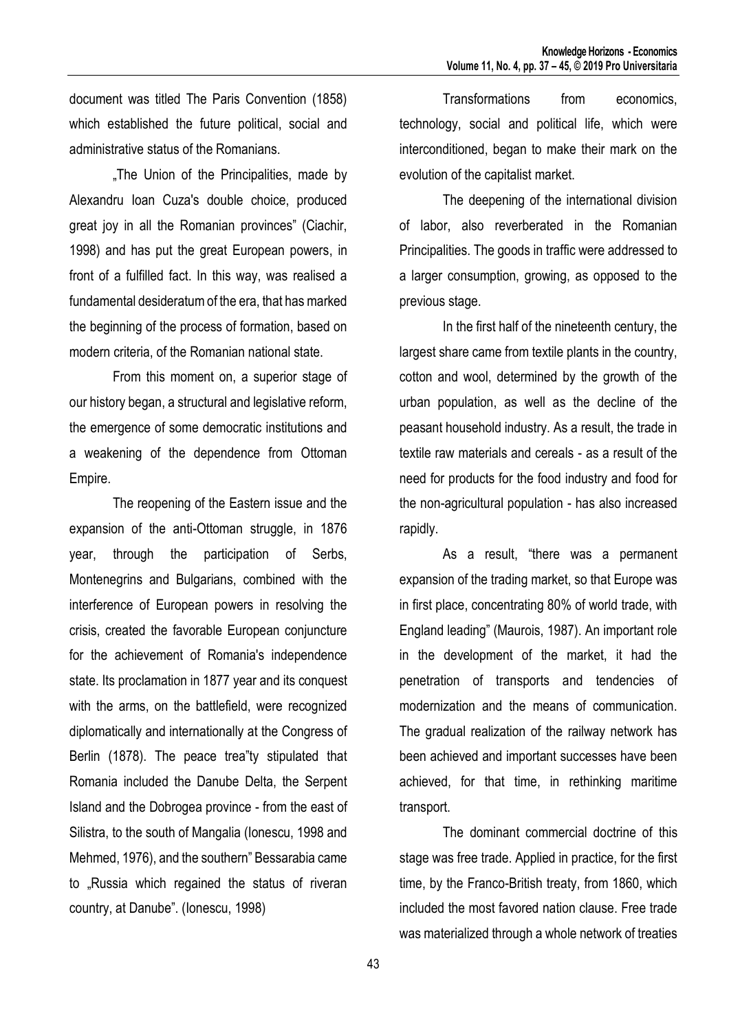document was titled The Paris Convention (1858) which established the future political, social and administrative status of the Romanians.

„The Union of the Principalities, made by Alexandru Ioan Cuza's double choice, produced great joy in all the Romanian provinces" (Ciachir, 1998) and has put the great European powers, in front of a fulfilled fact. In this way, was realised a fundamental desideratum of the era, that has marked the beginning of the process of formation, based on modern criteria, of the Romanian national state.

From this moment on, a superior stage of our history began, a structural and legislative reform, the emergence of some democratic institutions and a weakening of the dependence from Ottoman Empire.

The reopening of the Eastern issue and the expansion of the anti-Ottoman struggle, in 1876 year, through the participation of Serbs, Montenegrins and Bulgarians, combined with the interference of European powers in resolving the crisis, created the favorable European conjuncture for the achievement of Romania's independence state. Its proclamation in 1877 year and its conquest with the arms, on the battlefield, were recognized diplomatically and internationally at the Congress of Berlin (1878). The peace trea"ty stipulated that Romania included the Danube Delta, the Serpent Island and the Dobrogea province - from the east of Silistra, to the south of Mangalia (Ionescu, 1998 and Mehmed, 1976), and the southern" Bessarabia came to „Russia which regained the status of riveran country, at Danube". (Ionescu, 1998)

Transformations from economics, technology, social and political life, which were interconditioned, began to make their mark on the evolution of the capitalist market.

The deepening of the international division of labor, also reverberated in the Romanian Principalities. The goods in traffic were addressed to a larger consumption, growing, as opposed to the previous stage.

In the first half of the nineteenth century, the largest share came from textile plants in the country, cotton and wool, determined by the growth of the urban population, as well as the decline of the peasant household industry. As a result, the trade in textile raw materials and cereals - as a result of the need for products for the food industry and food for the non-agricultural population - has also increased rapidly.

As a result, "there was a permanent expansion of the trading market, so that Europe was in first place, concentrating 80% of world trade, with England leading" (Maurois, 1987). An important role in the development of the market, it had the penetration of transports and tendencies of modernization and the means of communication. The gradual realization of the railway network has been achieved and important successes have been achieved, for that time, in rethinking maritime transport.

The dominant commercial doctrine of this stage was free trade. Applied in practice, for the first time, by the Franco-British treaty, from 1860, which included the most favored nation clause. Free trade was materialized through a whole network of treaties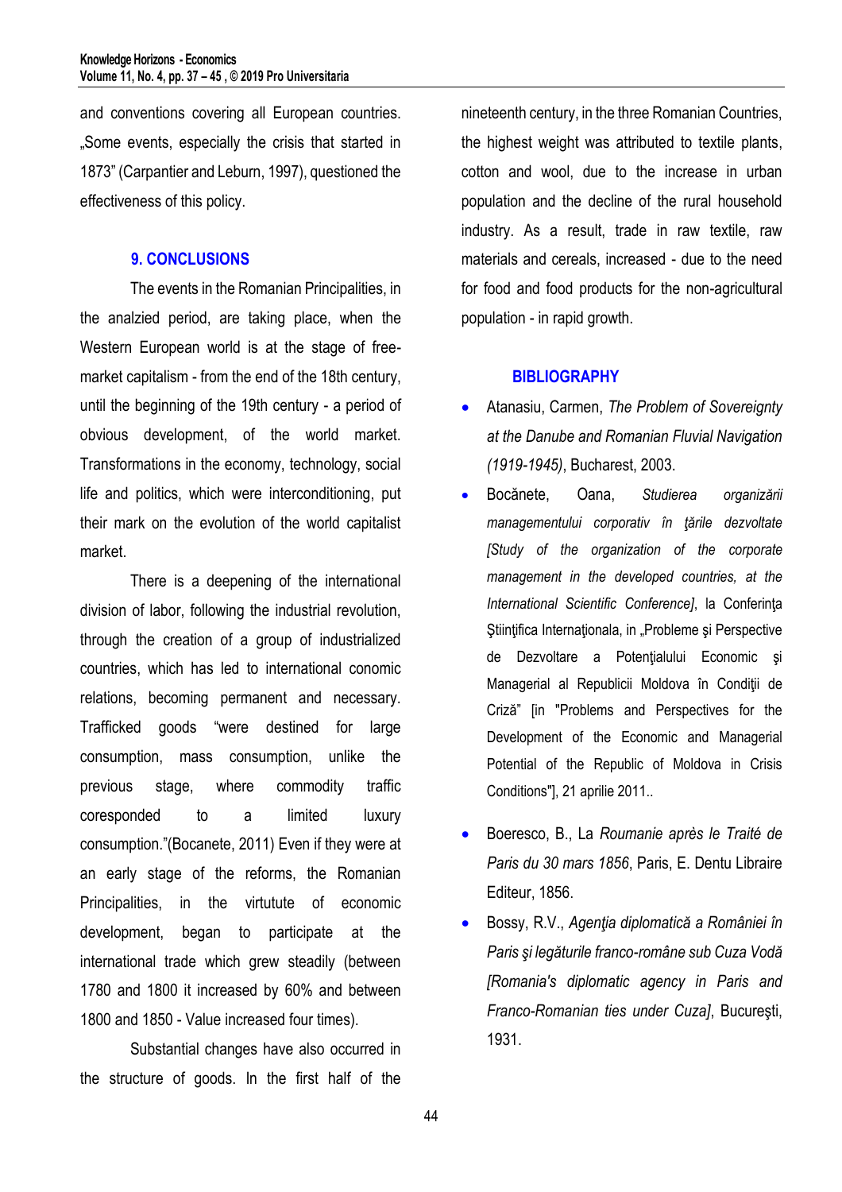and conventions covering all European countries. „Some events, especially the crisis that started in 1873" (Carpantier and Leburn, 1997), questioned the effectiveness of this policy.

## 9. CONCLUSIONS

The events in the Romanian Principalities, in the analzied period, are taking place, when the Western European world is at the stage of free-market capitalism - from the end of the 18th century, until the beginning of the 19th century - a period of obvious development, of the world market. Transformations in the economy, technology, social life and politics, which were interconditioning, put their mark on the evolution of the world capitalist market.

There is a deepening of the international division of labor, following the industrial revolution, through the creation of a group of industrialized countries, which has led to international conomic relations, becoming permanent and necessary. Trafficked goods "were destined for large consumption, mass consumption, unlike the previous stage, where commodity traffic coresponded to a limited luxury consumption."(Bocanete, 2011) Even if they were at an early stage of the reforms, the Romanian Principalities, in the virtute of economic development, began to participate at the international trade which grew steadily (between 1780 and 1800 it increased by 60% and between 1800 and 1850 - Value increased four times).

Substantial changes have also occurred in the structure of goods. In the first half of the nineteenth century, in the three Romanian Countries, the highest weight was attributed to textile plants, cotton and wool, due to the increase in urban population and the decline of the rural household industry. As a result, trade in raw textile, raw materials and cereals, increased - due to the need for food and food products for the non-agricultural population - in rapid growth.

## BIBLIOGRAPHY

- Atanasiu, Carmen, *The Problem of Sovereignty at the Danube and Romanian Fluvial Navigation (1919-1945)*, Bucharest, 2003.
- Bocănete, Oana, *Studierea organizării managementului corporativ în ţările dezvoltate [Study of the organization of the corporate management in the developed countries, at the International Scientific Conference]*, la Conferinţa Ştiinţifica Internaţionala, in „Probleme şi Perspective de Dezvoltare a Potenţialului Economic şi Managerial al Republicii Moldova în Condiţii de Criză" [in "Problems and Perspectives for the Development of the Economic and Managerial Potential of the Republic of Moldova in Crisis Conditions"], 21 aprilie 2011..
- Boeresco, B., La *Roumanie après le Traité de Paris du 30 mars 1856*, Paris, E. Dentu Libraire Editeur, 1856.
- Bossy, R.V., *Agenţia diplomatică a României în Paris şi legăturile franco-române sub Cuza Vodă [Romania's diplomatic agency in Paris and Franco-Romanian ties under Cuza]*, Bucureşti, 1931.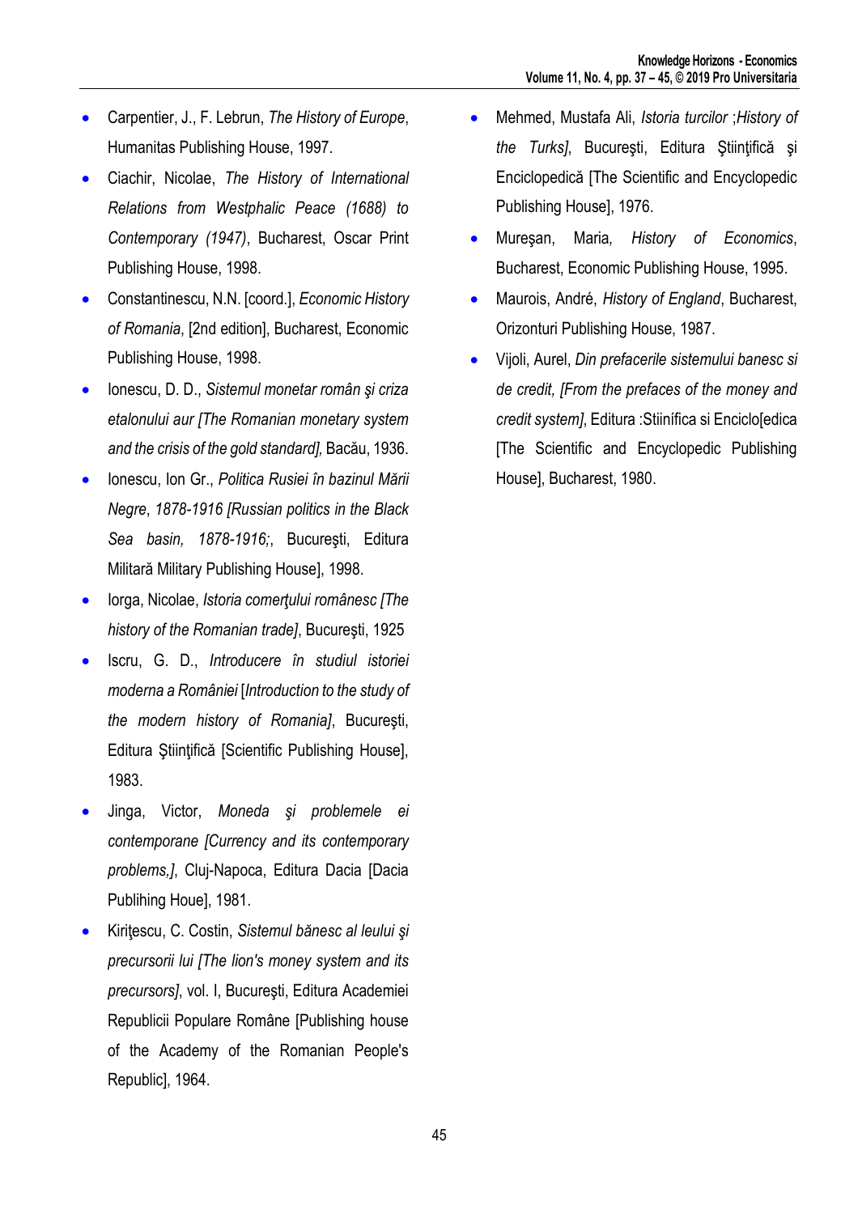- Carpentier, J., F. Lebrun, *The History of Europe*, Humanitas Publishing House, 1997.
- Ciachir, Nicolae, *The History of International Relations from Westphalic Peace (1688) to Contemporary (1947)*, Bucharest, Oscar Print Publishing House, 1998.
- Constantinescu, N.N. [coord.], *Economic History of Romania*, [2nd edition], Bucharest, Economic Publishing House, 1998.
- Ionescu, D. D., *Sistemul monetar român şi criza etalonului aur [The Romanian monetary system and the crisis of the gold standard],* Bacău, 1936.
- Ionescu, Ion Gr., *Politica Rusiei în bazinul Mării Negre*, *1878-1916 [Russian politics in the Black Sea basin, 1878-1916;*, Bucureşti, Editura Militară Military Publishing House], 1998.
- Iorga, Nicolae, *Istoria comerţului românesc [The history of the Romanian trade]*, Bucureşti, 1925
- Iscru, G. D., *Introducere în studiul istoriei moderna a României* [*Introduction to the study of the modern history of Romania]*, Bucureşti, Editura Ştiinţifică [Scientific Publishing House], 1983.
- Jinga, Victor, *Moneda şi problemele ei contemporane [Currency and its contemporary problems,]*, Cluj-Napoca, Editura Dacia [Dacia Publihing Houe], 1981.
- Kiriţescu, C. Costin, *Sistemul bănesc al leului şi precursorii lui [The lion's money system and its precursors]*, vol. I, Bucureşti, Editura Academiei Republicii Populare Române [Publishing house of the Academy of the Romanian People's Republic], 1964.
- Mehmed, Mustafa Ali, *Istoria turcilor* ;*History of the Turks]*, Bucureşti, Editura Ştiinţifică şi Enciclopedică [The Scientific and Encyclopedic Publishing House], 1976.
- Mureşan, Maria*, History of Economics*, Bucharest, Economic Publishing House, 1995.
- Maurois, André, *History of England*, Bucharest, Orizonturi Publishing House, 1987.
- Vijoli, Aurel, *Din prefacerile sistemului banesc si de credit, [From the prefaces of the money and credit system]*, Editura :Stiinífica si Enciclo[edica [The Scientific and Encyclopedic Publishing House], Bucharest, 1980.